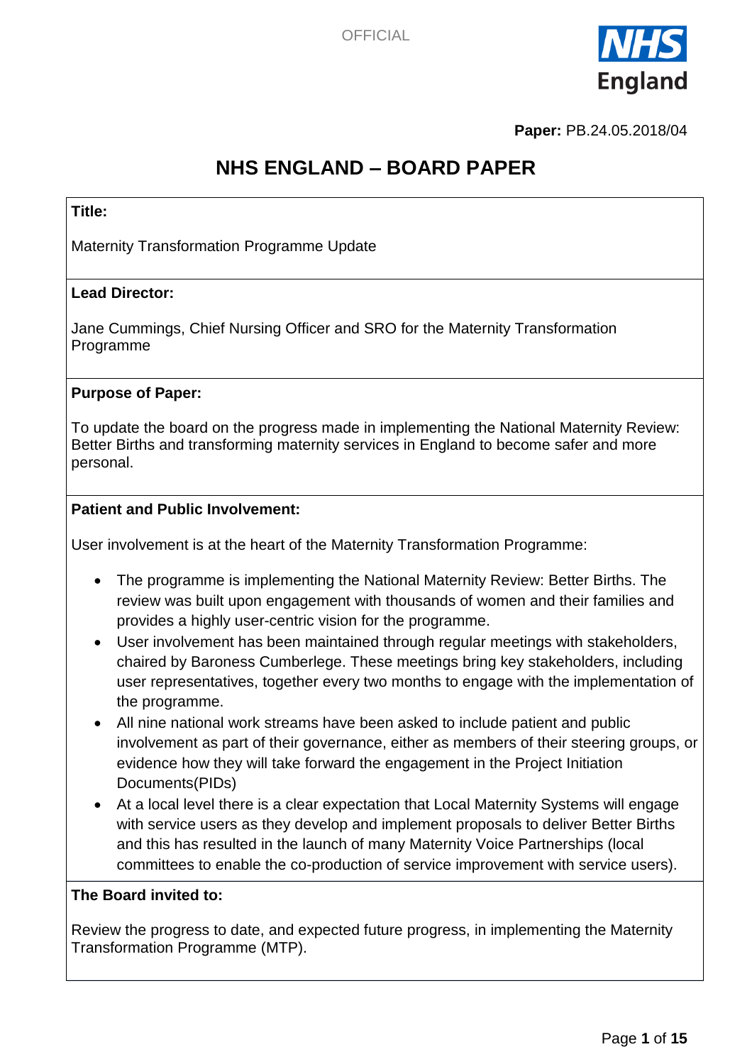OFFICIAL

**Paper:** PB.24.05.2018/04

# NHS ENGLAND – BOARD PAPER

**Title:**

Maternity Transformation Programme Update

**Lead Director:**

Jane Cummings, Chief Nursing Officer and SRO for the Maternity Transformation Programme

**Purpose of Paper:**

To update the board on the progress made in implementing the National Maternity Review: Better Births and transforming maternity services in England to become safer and more personal.

**Patient and Public Involvement:**

User involvement is at the heart of the Maternity Transformation Programme:

- The programme is implementing the National Maternity Review: Better Births. The review was built upon engagement with thousands of women and their families and provides a highly user-centric vision for the programme.
- User involvement has been maintained through regular meetings with stakeholders, chaired by Baroness Cumberlege. These meetings bring key stakeholders, including user representatives, together every two months to engage with the implementation of the programme.
- All nine national work streams have been asked to include patient and public involvement as part of their governance, either as members of their steering groups, or evidence how they will take forward the engagement in the Project Initiation Documents(PIDs)
- At a local level there is a clear expectation that Local Maternity Systems will engage with service users as they develop and implement proposals to deliver Better Births and this has resulted in the launch of many Maternity Voice Partnerships (local committees to enable the co-production of service improvement with service users).

**The Board invited to:**

Review the progress to date, and expected future progress, in implementing the Maternity Transformation Programme (MTP).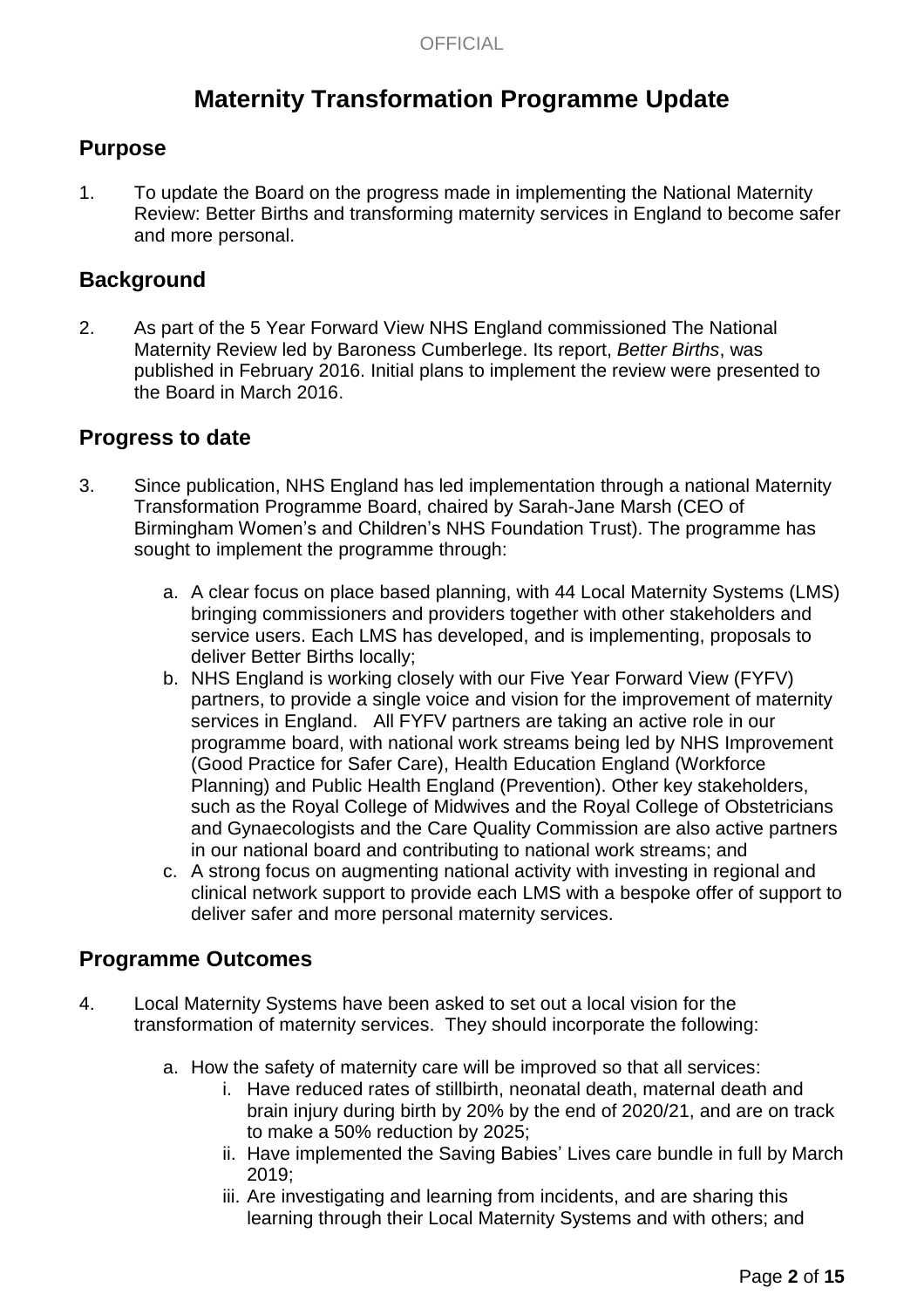# Maternity Transformation Programme Update

## Purpose

1. To update the Board on the progress made in implementing the National Maternity Review: Better Births and transforming maternity services in England to become safer and more personal.

## Background

2. As part of the 5 Year Forward View NHS England commissioned The National Maternity Review led by Baroness Cumberlege. Its report, *Better Births*, was published in February 2016. Initial plans to implement the review were presented to the Board in March 2016.

## Progress to date

3. Since publication, NHS England has led implementation through a national Maternity Transformation Programme Board, chaired by Sarah-Jane Marsh (CEO of Birmingham Women's and Children's NHS Foundation Trust). The programme has sought to implement the programme through:

   a. A clear focus on place based planning, with 44 Local Maternity Systems (LMS) bringing commissioners and providers together with other stakeholders and service users. Each LMS has developed, and is implementing, proposals to deliver Better Births locally;

   b. NHS England is working closely with our Five Year Forward View (FYFV) partners, to provide a single voice and vision for the improvement of maternity services in England. All FYFV partners are taking an active role in our programme board, with national work streams being led by NHS Improvement (Good Practice for Safer Care), Health Education England (Workforce Planning) and Public Health England (Prevention). Other key stakeholders, such as the Royal College of Midwives and the Royal College of Obstetricians and Gynaecologists and the Care Quality Commission are also active partners in our national board and contributing to national work streams; and

   c. A strong focus on augmenting national activity with investing in regional and clinical network support to provide each LMS with a bespoke offer of support to deliver safer and more personal maternity services.

## Programme Outcomes

4. Local Maternity Systems have been asked to set out a local vision for the transformation of maternity services. They should incorporate the following:

   a. How the safety of maternity care will be improved so that all services:

      i. Have reduced rates of stillbirth, neonatal death, maternal death and brain injury during birth by 20% by the end of 2020/21, and are on track to make a 50% reduction by 2025;

      ii. Have implemented the Saving Babies' Lives care bundle in full by March 2019;

      iii. Are investigating and learning from incidents, and are sharing this learning through their Local Maternity Systems and with others; and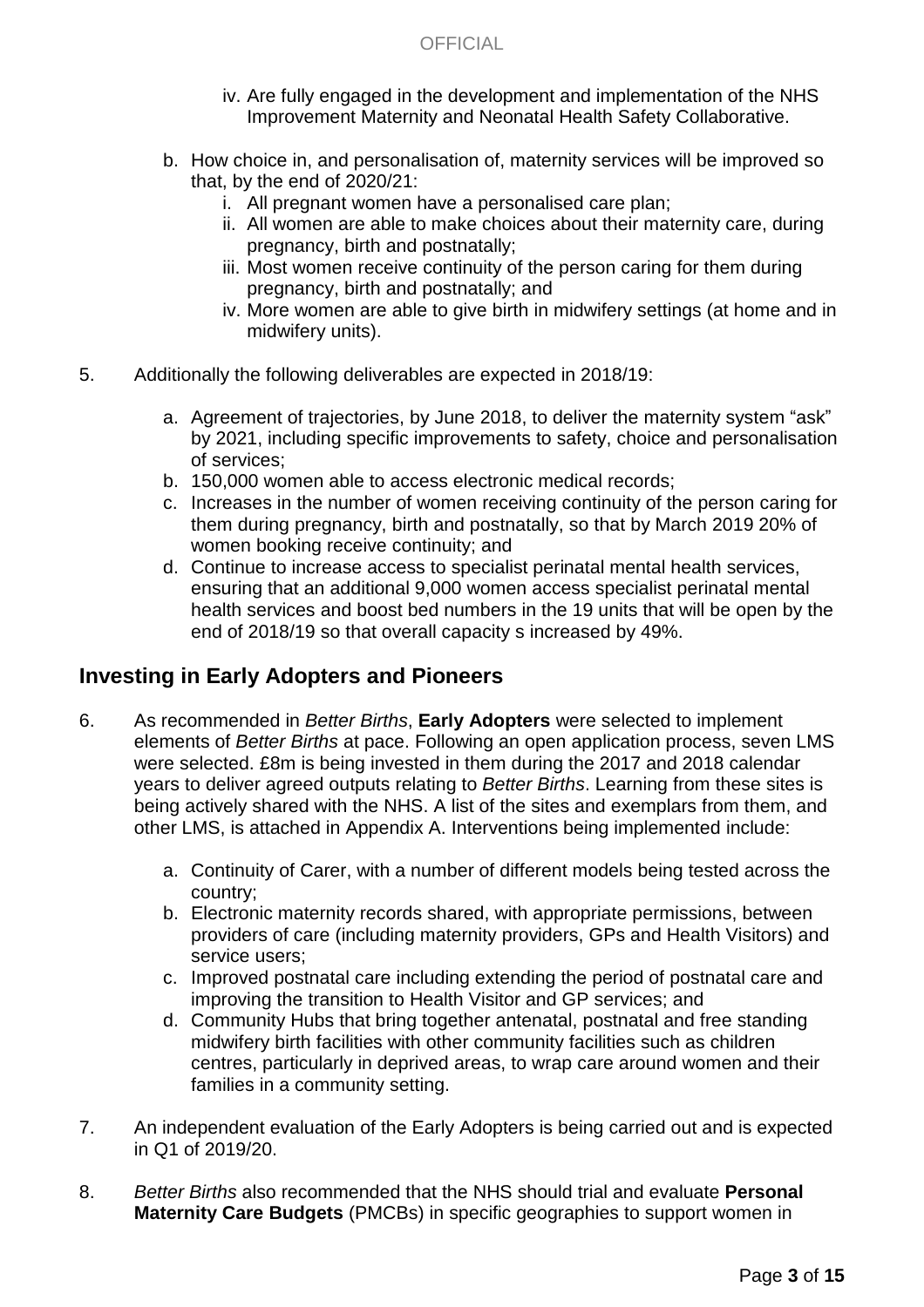iv. Are fully engaged in the development and implementation of the NHS Improvement Maternity and Neonatal Health Safety Collaborative.

b. How choice in, and personalisation of, maternity services will be improved so that, by the end of 2020/21:
   i. All pregnant women have a personalised care plan;
   ii. All women are able to make choices about their maternity care, during pregnancy, birth and postnatally;
   iii. Most women receive continuity of the person caring for them during pregnancy, birth and postnatally; and
   iv. More women are able to give birth in midwifery settings (at home and in midwifery units).

5. Additionally the following deliverables are expected in 2018/19:

   a. Agreement of trajectories, by June 2018, to deliver the maternity system "ask" by 2021, including specific improvements to safety, choice and personalisation of services;
   b. 150,000 women able to access electronic medical records;
   c. Increases in the number of women receiving continuity of the person caring for them during pregnancy, birth and postnatally, so that by March 2019 20% of women booking receive continuity; and
   d. Continue to increase access to specialist perinatal mental health services, ensuring that an additional 9,000 women access specialist perinatal mental health services and boost bed numbers in the 19 units that will be open by the end of 2018/19 so that overall capacity s increased by 49%.

## Investing in Early Adopters and Pioneers

6. As recommended in *Better Births*, **Early Adopters** were selected to implement elements of *Better Births* at pace. Following an open application process, seven LMS were selected. £8m is being invested in them during the 2017 and 2018 calendar years to deliver agreed outputs relating to *Better Births*. Learning from these sites is being actively shared with the NHS. A list of the sites and exemplars from them, and other LMS, is attached in Appendix A. Interventions being implemented include:

   a. Continuity of Carer, with a number of different models being tested across the country;
   b. Electronic maternity records shared, with appropriate permissions, between providers of care (including maternity providers, GPs and Health Visitors) and service users;
   c. Improved postnatal care including extending the period of postnatal care and improving the transition to Health Visitor and GP services; and
   d. Community Hubs that bring together antenatal, postnatal and free standing midwifery birth facilities with other community facilities such as children centres, particularly in deprived areas, to wrap care around women and their families in a community setting.

7. An independent evaluation of the Early Adopters is being carried out and is expected in Q1 of 2019/20.

8. *Better Births* also recommended that the NHS should trial and evaluate **Personal Maternity Care Budgets** (PMCBs) in specific geographies to support women in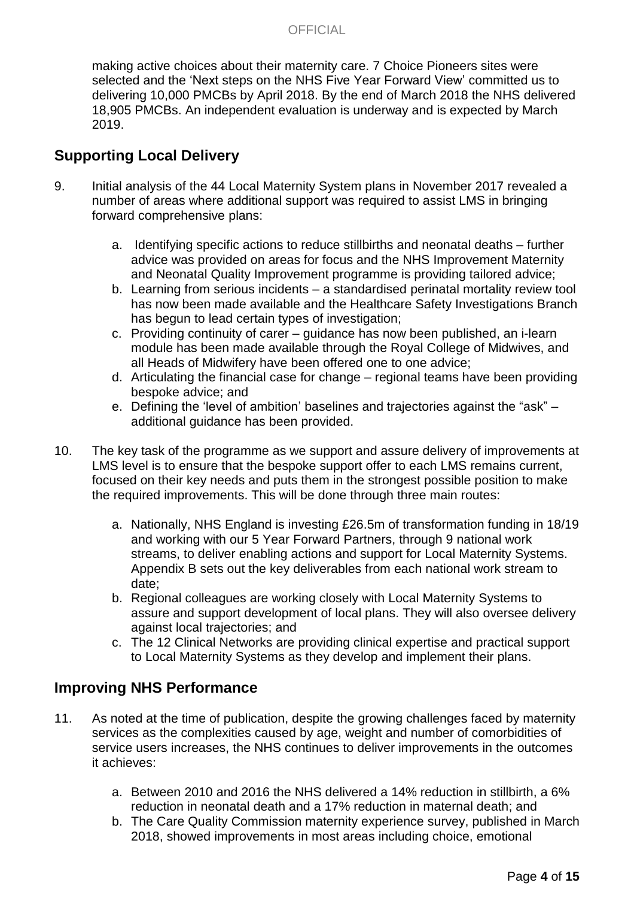making active choices about their maternity care. 7 Choice Pioneers sites were selected and the 'Next steps on the NHS Five Year Forward View' committed us to delivering 10,000 PMCBs by April 2018. By the end of March 2018 the NHS delivered 18,905 PMCBs. An independent evaluation is underway and is expected by March 2019.

## Supporting Local Delivery

9. Initial analysis of the 44 Local Maternity System plans in November 2017 revealed a number of areas where additional support was required to assist LMS in bringing forward comprehensive plans:

   a. Identifying specific actions to reduce stillbirths and neonatal deaths – further advice was provided on areas for focus and the NHS Improvement Maternity and Neonatal Quality Improvement programme is providing tailored advice;
   b. Learning from serious incidents – a standardised perinatal mortality review tool has now been made available and the Healthcare Safety Investigations Branch has begun to lead certain types of investigation;
   c. Providing continuity of carer – guidance has now been published, an i-learn module has been made available through the Royal College of Midwives, and all Heads of Midwifery have been offered one to one advice;
   d. Articulating the financial case for change – regional teams have been providing bespoke advice; and
   e. Defining the 'level of ambition' baselines and trajectories against the "ask" – additional guidance has been provided.

10. The key task of the programme as we support and assure delivery of improvements at LMS level is to ensure that the bespoke support offer to each LMS remains current, focused on their key needs and puts them in the strongest possible position to make the required improvements. This will be done through three main routes:

    a. Nationally, NHS England is investing £26.5m of transformation funding in 18/19 and working with our 5 Year Forward Partners, through 9 national work streams, to deliver enabling actions and support for Local Maternity Systems. Appendix B sets out the key deliverables from each national work stream to date;
    b. Regional colleagues are working closely with Local Maternity Systems to assure and support development of local plans. They will also oversee delivery against local trajectories; and
    c. The 12 Clinical Networks are providing clinical expertise and practical support to Local Maternity Systems as they develop and implement their plans.

## Improving NHS Performance

11. As noted at the time of publication, despite the growing challenges faced by maternity services as the complexities caused by age, weight and number of comorbidities of service users increases, the NHS continues to deliver improvements in the outcomes it achieves:

    a. Between 2010 and 2016 the NHS delivered a 14% reduction in stillbirth, a 6% reduction in neonatal death and a 17% reduction in maternal death; and
    b. The Care Quality Commission maternity experience survey, published in March 2018, showed improvements in most areas including choice, emotional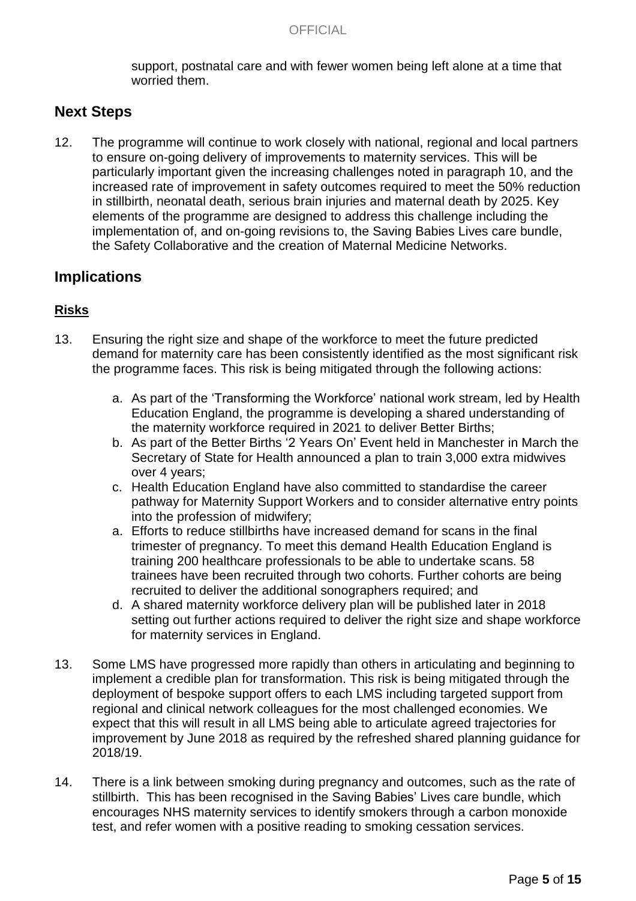support, postnatal care and with fewer women being left alone at a time that worried them.

## Next Steps

12. The programme will continue to work closely with national, regional and local partners to ensure on-going delivery of improvements to maternity services. This will be particularly important given the increasing challenges noted in paragraph 10, and the increased rate of improvement in safety outcomes required to meet the 50% reduction in stillbirth, neonatal death, serious brain injuries and maternal death by 2025. Key elements of the programme are designed to address this challenge including the implementation of, and on-going revisions to, the Saving Babies Lives care bundle, the Safety Collaborative and the creation of Maternal Medicine Networks.

## Implications

### Risks

13. Ensuring the right size and shape of the workforce to meet the future predicted demand for maternity care has been consistently identified as the most significant risk the programme faces. This risk is being mitigated through the following actions:

    a. As part of the 'Transforming the Workforce' national work stream, led by Health Education England, the programme is developing a shared understanding of the maternity workforce required in 2021 to deliver Better Births;

    b. As part of the Better Births '2 Years On' Event held in Manchester in March the Secretary of State for Health announced a plan to train 3,000 extra midwives over 4 years;

    c. Health Education England have also committed to standardise the career pathway for Maternity Support Workers and to consider alternative entry points into the profession of midwifery;

    a. Efforts to reduce stillbirths have increased demand for scans in the final trimester of pregnancy. To meet this demand Health Education England is training 200 healthcare professionals to be able to undertake scans. 58 trainees have been recruited through two cohorts. Further cohorts are being recruited to deliver the additional sonographers required; and

    d. A shared maternity workforce delivery plan will be published later in 2018 setting out further actions required to deliver the right size and shape workforce for maternity services in England.

13. Some LMS have progressed more rapidly than others in articulating and beginning to implement a credible plan for transformation. This risk is being mitigated through the deployment of bespoke support offers to each LMS including targeted support from regional and clinical network colleagues for the most challenged economies. We expect that this will result in all LMS being able to articulate agreed trajectories for improvement by June 2018 as required by the refreshed shared planning guidance for 2018/19.

14. There is a link between smoking during pregnancy and outcomes, such as the rate of stillbirth. This has been recognised in the Saving Babies' Lives care bundle, which encourages NHS maternity services to identify smokers through a carbon monoxide test, and refer women with a positive reading to smoking cessation services.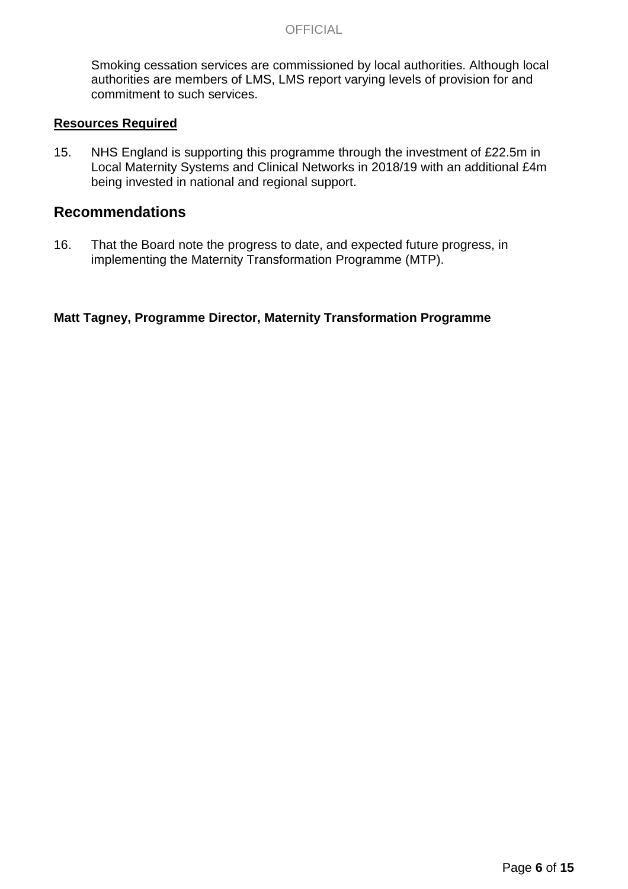Smoking cessation services are commissioned by local authorities. Although local authorities are members of LMS, LMS report varying levels of provision for and commitment to such services.

**Resources Required**

15. NHS England is supporting this programme through the investment of £22.5m in Local Maternity Systems and Clinical Networks in 2018/19 with an additional £4m being invested in national and regional support.

## Recommendations

16. That the Board note the progress to date, and expected future progress, in implementing the Maternity Transformation Programme (MTP).

**Matt Tagney, Programme Director, Maternity Transformation Programme**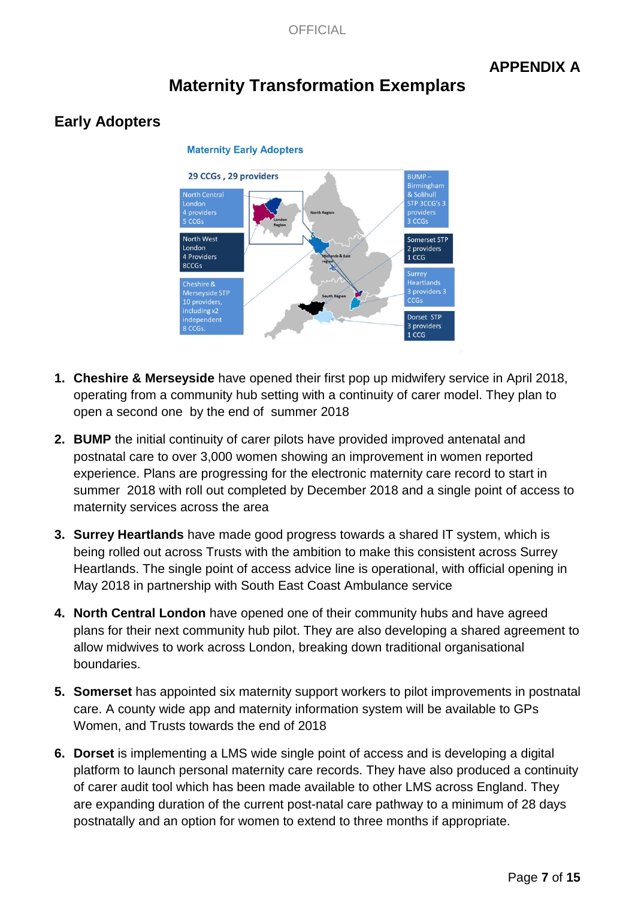APPENDIX A

# Maternity Transformation Exemplars

## Early Adopters

Maternity Early Adopters

29 CCGs , 29 providers

North Central London 4 providers 5 CCGs

North West London 4 Providers 8CCGs

Cheshire & Merseyside STP 10 providers, including x2 independent 8 CCGs.

BUMP – Birmingham & Solihull STP 3CCG's 3 providers 3 CCGs

Somerset STP 2 providers 1 CCG

Surrey Heartlands 3 providers 3 CCGs

Dorset STP 3 providers 1 CCG

1. **Cheshire & Merseyside** have opened their first pop up midwifery service in April 2018, operating from a community hub setting with a continuity of carer model. They plan to open a second one by the end of summer 2018

2. **BUMP** the initial continuity of carer pilots have provided improved antenatal and postnatal care to over 3,000 women showing an improvement in women reported experience. Plans are progressing for the electronic maternity care record to start in summer 2018 with roll out completed by December 2018 and a single point of access to maternity services across the area

3. **Surrey Heartlands** have made good progress towards a shared IT system, which is being rolled out across Trusts with the ambition to make this consistent across Surrey Heartlands. The single point of access advice line is operational, with official opening in May 2018 in partnership with South East Coast Ambulance service

4. **North Central London** have opened one of their community hubs and have agreed plans for their next community hub pilot. They are also developing a shared agreement to allow midwives to work across London, breaking down traditional organisational boundaries.

5. **Somerset** has appointed six maternity support workers to pilot improvements in postnatal care. A county wide app and maternity information system will be available to GPs Women, and Trusts towards the end of 2018

6. **Dorset** is implementing a LMS wide single point of access and is developing a digital platform to launch personal maternity care records. They have also produced a continuity of carer audit tool which has been made available to other LMS across England. They are expanding duration of the current post-natal care pathway to a minimum of 28 days postnatally and an option for women to extend to three months if appropriate.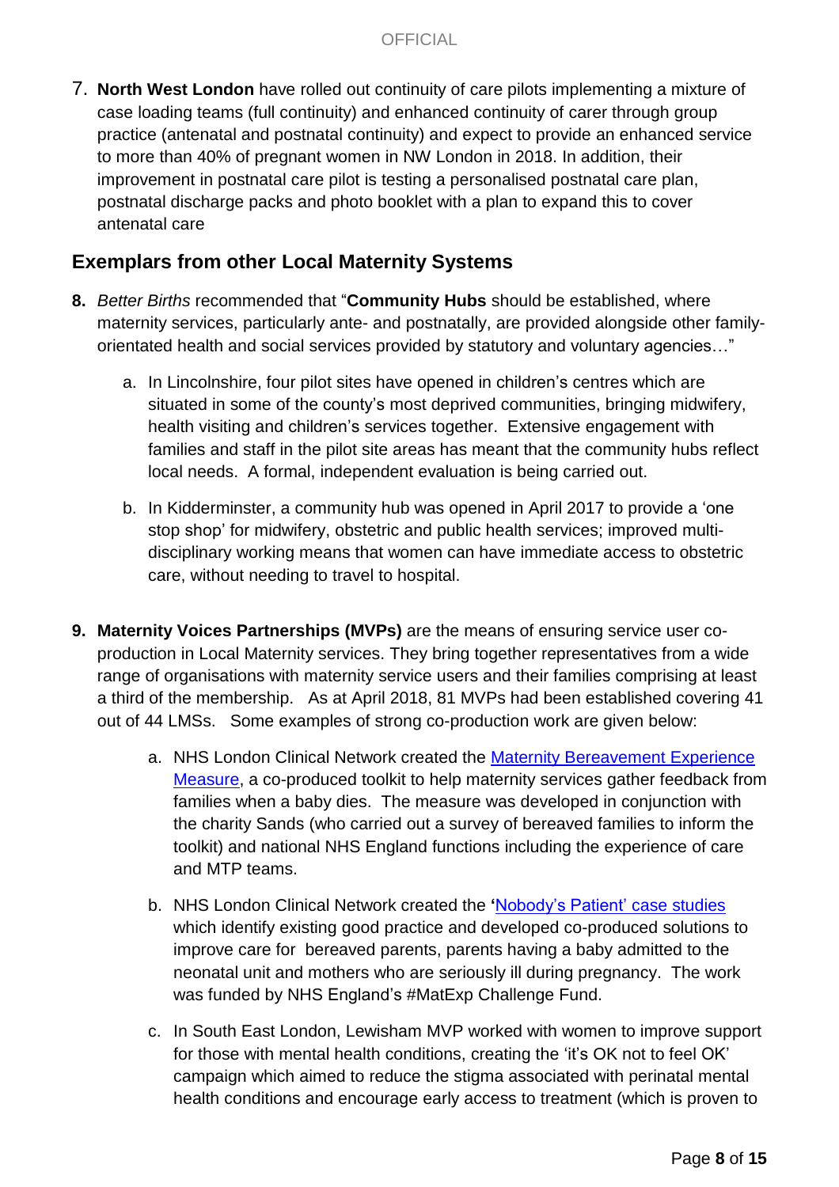7. **North West London** have rolled out continuity of care pilots implementing a mixture of case loading teams (full continuity) and enhanced continuity of carer through group practice (antenatal and postnatal continuity) and expect to provide an enhanced service to more than 40% of pregnant women in NW London in 2018. In addition, their improvement in postnatal care pilot is testing a personalised postnatal care plan, postnatal discharge packs and photo booklet with a plan to expand this to cover antenatal care

## Exemplars from other Local Maternity Systems

8. *Better Births* recommended that "**Community Hubs** should be established, where maternity services, particularly ante- and postnatally, are provided alongside other family-orientated health and social services provided by statutory and voluntary agencies…"

   a. In Lincolnshire, four pilot sites have opened in children's centres which are situated in some of the county's most deprived communities, bringing midwifery, health visiting and children's services together. Extensive engagement with families and staff in the pilot site areas has meant that the community hubs reflect local needs. A formal, independent evaluation is being carried out.

   b. In Kidderminster, a community hub was opened in April 2017 to provide a 'one stop shop' for midwifery, obstetric and public health services; improved multi-disciplinary working means that women can have immediate access to obstetric care, without needing to travel to hospital.

9. **Maternity Voices Partnerships (MVPs)** are the means of ensuring service user co-production in Local Maternity services. They bring together representatives from a wide range of organisations with maternity service users and their families comprising at least a third of the membership. As at April 2018, 81 MVPs had been established covering 41 out of 44 LMSs. Some examples of strong co-production work are given below:

   a. NHS London Clinical Network created the Maternity Bereavement Experience Measure, a co-produced toolkit to help maternity services gather feedback from families when a baby dies. The measure was developed in conjunction with the charity Sands (who carried out a survey of bereaved families to inform the toolkit) and national NHS England functions including the experience of care and MTP teams.

   b. NHS London Clinical Network created the **'**Nobody's Patient' case studies which identify existing good practice and developed co-produced solutions to improve care for bereaved parents, parents having a baby admitted to the neonatal unit and mothers who are seriously ill during pregnancy. The work was funded by NHS England's #MatExp Challenge Fund.

   c. In South East London, Lewisham MVP worked with women to improve support for those with mental health conditions, creating the 'it's OK not to feel OK' campaign which aimed to reduce the stigma associated with perinatal mental health conditions and encourage early access to treatment (which is proven to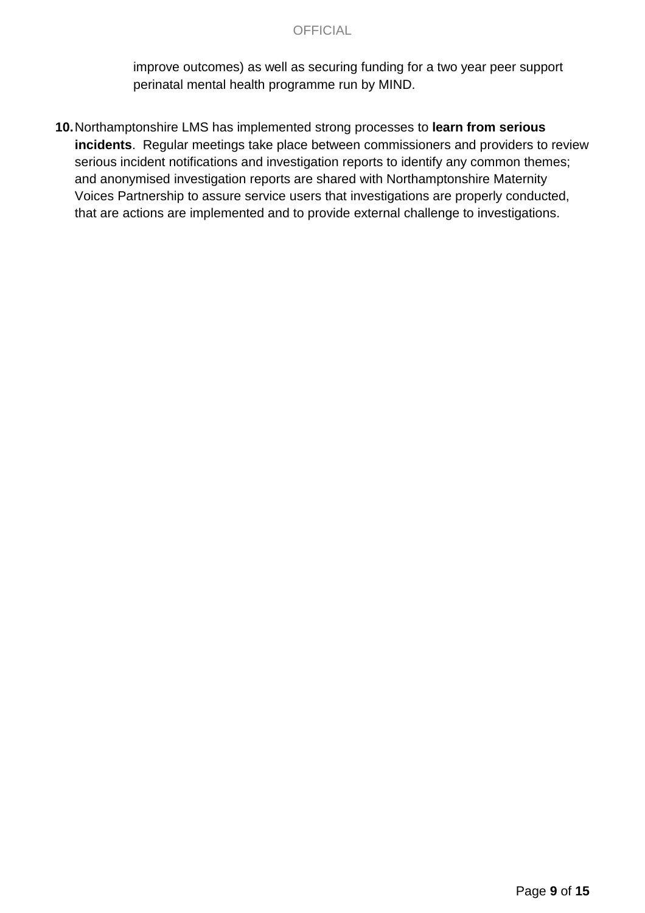improve outcomes) as well as securing funding for a two year peer support perinatal mental health programme run by MIND.

10. Northamptonshire LMS has implemented strong processes to **learn from serious incidents**. Regular meetings take place between commissioners and providers to review serious incident notifications and investigation reports to identify any common themes; and anonymised investigation reports are shared with Northamptonshire Maternity Voices Partnership to assure service users that investigations are properly conducted, that are actions are implemented and to provide external challenge to investigations.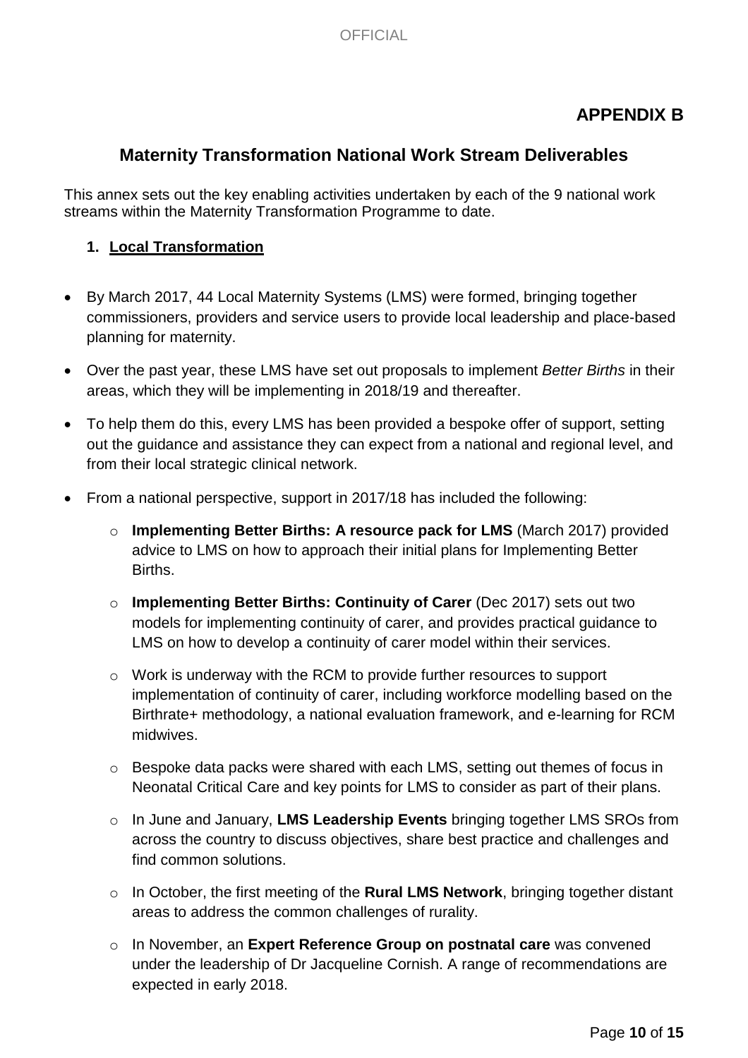## APPENDIX B

## Maternity Transformation National Work Stream Deliverables

This annex sets out the key enabling activities undertaken by each of the 9 national work streams within the Maternity Transformation Programme to date.

### 1. Local Transformation

- By March 2017, 44 Local Maternity Systems (LMS) were formed, bringing together commissioners, providers and service users to provide local leadership and place-based planning for maternity.
- Over the past year, these LMS have set out proposals to implement *Better Births* in their areas, which they will be implementing in 2018/19 and thereafter.
- To help them do this, every LMS has been provided a bespoke offer of support, setting out the guidance and assistance they can expect from a national and regional level, and from their local strategic clinical network.
- From a national perspective, support in 2017/18 has included the following:
  - **Implementing Better Births: A resource pack for LMS** (March 2017) provided advice to LMS on how to approach their initial plans for Implementing Better Births.
  - **Implementing Better Births: Continuity of Carer** (Dec 2017) sets out two models for implementing continuity of carer, and provides practical guidance to LMS on how to develop a continuity of carer model within their services.
  - Work is underway with the RCM to provide further resources to support implementation of continuity of carer, including workforce modelling based on the Birthrate+ methodology, a national evaluation framework, and e-learning for RCM midwives.
  - Bespoke data packs were shared with each LMS, setting out themes of focus in Neonatal Critical Care and key points for LMS to consider as part of their plans.
  - In June and January, **LMS Leadership Events** bringing together LMS SROs from across the country to discuss objectives, share best practice and challenges and find common solutions.
  - In October, the first meeting of the **Rural LMS Network**, bringing together distant areas to address the common challenges of rurality.
  - In November, an **Expert Reference Group on postnatal care** was convened under the leadership of Dr Jacqueline Cornish. A range of recommendations are expected in early 2018.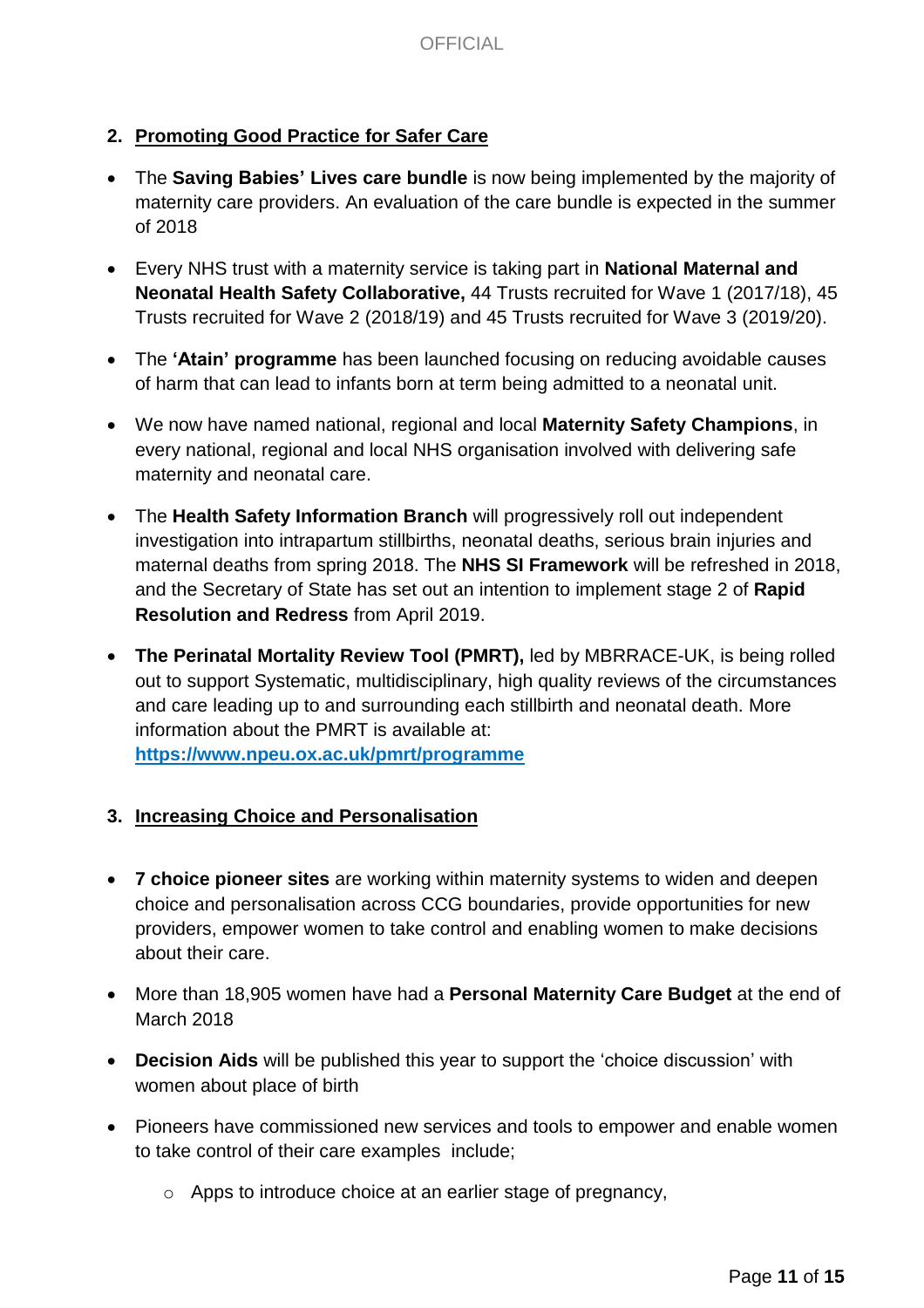2. **Promoting Good Practice for Safer Care**

- The **Saving Babies' Lives care bundle** is now being implemented by the majority of maternity care providers. An evaluation of the care bundle is expected in the summer of 2018
- Every NHS trust with a maternity service is taking part in **National Maternal and Neonatal Health Safety Collaborative,** 44 Trusts recruited for Wave 1 (2017/18), 45 Trusts recruited for Wave 2 (2018/19) and 45 Trusts recruited for Wave 3 (2019/20).
- The **'Atain' programme** has been launched focusing on reducing avoidable causes of harm that can lead to infants born at term being admitted to a neonatal unit.
- We now have named national, regional and local **Maternity Safety Champions**, in every national, regional and local NHS organisation involved with delivering safe maternity and neonatal care.
- The **Health Safety Information Branch** will progressively roll out independent investigation into intrapartum stillbirths, neonatal deaths, serious brain injuries and maternal deaths from spring 2018. The **NHS SI Framework** will be refreshed in 2018, and the Secretary of State has set out an intention to implement stage 2 of **Rapid Resolution and Redress** from April 2019.
- **The Perinatal Mortality Review Tool (PMRT),** led by MBRRACE-UK, is being rolled out to support Systematic, multidisciplinary, high quality reviews of the circumstances and care leading up to and surrounding each stillbirth and neonatal death. More information about the PMRT is available at: https://www.npeu.ox.ac.uk/pmrt/programme

3. **Increasing Choice and Personalisation**

- **7 choice pioneer sites** are working within maternity systems to widen and deepen choice and personalisation across CCG boundaries, provide opportunities for new providers, empower women to take control and enabling women to make decisions about their care.
- More than 18,905 women have had a **Personal Maternity Care Budget** at the end of March 2018
- **Decision Aids** will be published this year to support the 'choice discussion' with women about place of birth
- Pioneers have commissioned new services and tools to empower and enable women to take control of their care examples include;
  - Apps to introduce choice at an earlier stage of pregnancy,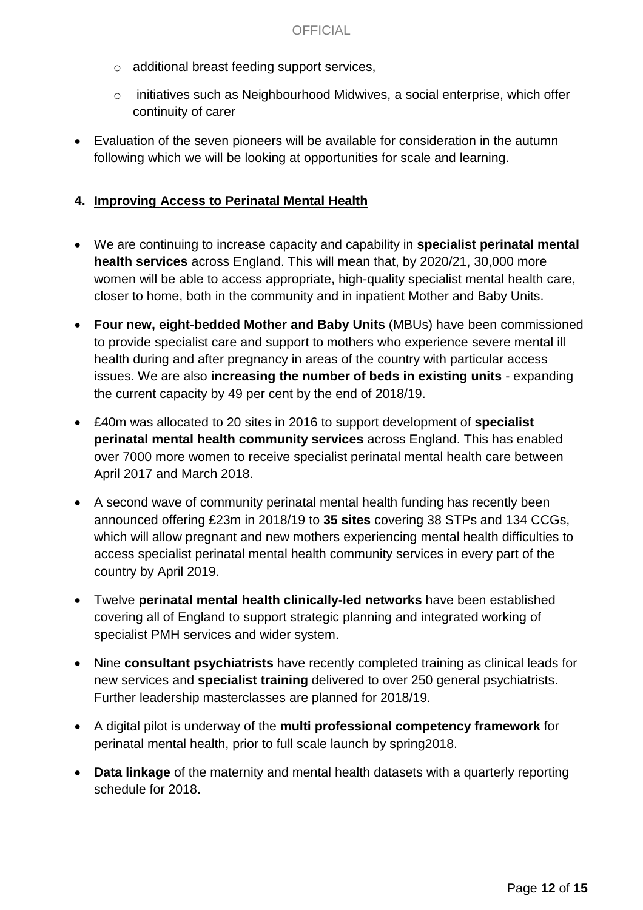- additional breast feeding support services,
- initiatives such as Neighbourhood Midwives, a social enterprise, which offer continuity of carer

- Evaluation of the seven pioneers will be available for consideration in the autumn following which we will be looking at opportunities for scale and learning.

## 4. Improving Access to Perinatal Mental Health

- We are continuing to increase capacity and capability in **specialist perinatal mental health services** across England. This will mean that, by 2020/21, 30,000 more women will be able to access appropriate, high-quality specialist mental health care, closer to home, both in the community and in inpatient Mother and Baby Units.
- **Four new, eight-bedded Mother and Baby Units** (MBUs) have been commissioned to provide specialist care and support to mothers who experience severe mental ill health during and after pregnancy in areas of the country with particular access issues. We are also **increasing the number of beds in existing units** - expanding the current capacity by 49 per cent by the end of 2018/19.
- £40m was allocated to 20 sites in 2016 to support development of **specialist perinatal mental health community services** across England. This has enabled over 7000 more women to receive specialist perinatal mental health care between April 2017 and March 2018.
- A second wave of community perinatal mental health funding has recently been announced offering £23m in 2018/19 to **35 sites** covering 38 STPs and 134 CCGs, which will allow pregnant and new mothers experiencing mental health difficulties to access specialist perinatal mental health community services in every part of the country by April 2019.
- Twelve **perinatal mental health clinically-led networks** have been established covering all of England to support strategic planning and integrated working of specialist PMH services and wider system.
- Nine **consultant psychiatrists** have recently completed training as clinical leads for new services and **specialist training** delivered to over 250 general psychiatrists. Further leadership masterclasses are planned for 2018/19.
- A digital pilot is underway of the **multi professional competency framework** for perinatal mental health, prior to full scale launch by spring2018.
- **Data linkage** of the maternity and mental health datasets with a quarterly reporting schedule for 2018.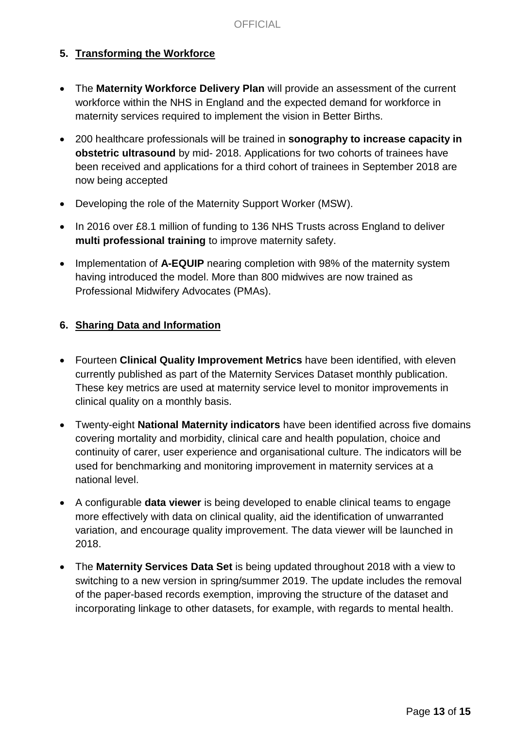## 5. Transforming the Workforce

- The **Maternity Workforce Delivery Plan** will provide an assessment of the current workforce within the NHS in England and the expected demand for workforce in maternity services required to implement the vision in Better Births.
- 200 healthcare professionals will be trained in **sonography to increase capacity in obstetric ultrasound** by mid- 2018. Applications for two cohorts of trainees have been received and applications for a third cohort of trainees in September 2018 are now being accepted
- Developing the role of the Maternity Support Worker (MSW).
- In 2016 over £8.1 million of funding to 136 NHS Trusts across England to deliver **multi professional training** to improve maternity safety.
- Implementation of **A-EQUIP** nearing completion with 98% of the maternity system having introduced the model. More than 800 midwives are now trained as Professional Midwifery Advocates (PMAs).

## 6. Sharing Data and Information

- Fourteen **Clinical Quality Improvement Metrics** have been identified, with eleven currently published as part of the Maternity Services Dataset monthly publication. These key metrics are used at maternity service level to monitor improvements in clinical quality on a monthly basis.
- Twenty-eight **National Maternity indicators** have been identified across five domains covering mortality and morbidity, clinical care and health population, choice and continuity of carer, user experience and organisational culture. The indicators will be used for benchmarking and monitoring improvement in maternity services at a national level.
- A configurable **data viewer** is being developed to enable clinical teams to engage more effectively with data on clinical quality, aid the identification of unwarranted variation, and encourage quality improvement. The data viewer will be launched in 2018.
- The **Maternity Services Data Set** is being updated throughout 2018 with a view to switching to a new version in spring/summer 2019. The update includes the removal of the paper-based records exemption, improving the structure of the dataset and incorporating linkage to other datasets, for example, with regards to mental health.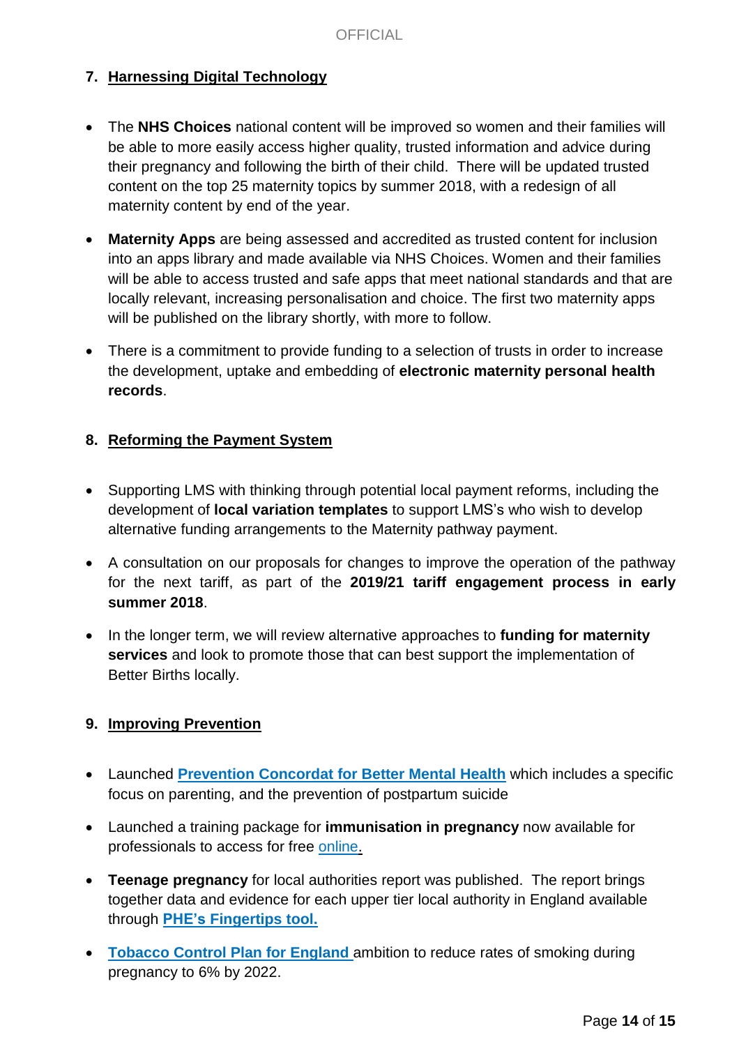## 7. Harnessing Digital Technology

- The **NHS Choices** national content will be improved so women and their families will be able to more easily access higher quality, trusted information and advice during their pregnancy and following the birth of their child. There will be updated trusted content on the top 25 maternity topics by summer 2018, with a redesign of all maternity content by end of the year.
- **Maternity Apps** are being assessed and accredited as trusted content for inclusion into an apps library and made available via NHS Choices. Women and their families will be able to access trusted and safe apps that meet national standards and that are locally relevant, increasing personalisation and choice. The first two maternity apps will be published on the library shortly, with more to follow.
- There is a commitment to provide funding to a selection of trusts in order to increase the development, uptake and embedding of **electronic maternity personal health records**.

## 8. Reforming the Payment System

- Supporting LMS with thinking through potential local payment reforms, including the development of **local variation templates** to support LMS's who wish to develop alternative funding arrangements to the Maternity pathway payment.
- A consultation on our proposals for changes to improve the operation of the pathway for the next tariff, as part of the **2019/21 tariff engagement process in early summer 2018**.
- In the longer term, we will review alternative approaches to **funding for maternity services** and look to promote those that can best support the implementation of Better Births locally.

## 9. Improving Prevention

- Launched **Prevention Concordat for Better Mental Health** which includes a specific focus on parenting, and the prevention of postpartum suicide
- Launched a training package for **immunisation in pregnancy** now available for professionals to access for free online.
- **Teenage pregnancy** for local authorities report was published. The report brings together data and evidence for each upper tier local authority in England available through **PHE's Fingertips tool.**
- **Tobacco Control Plan for England** ambition to reduce rates of smoking during pregnancy to 6% by 2022.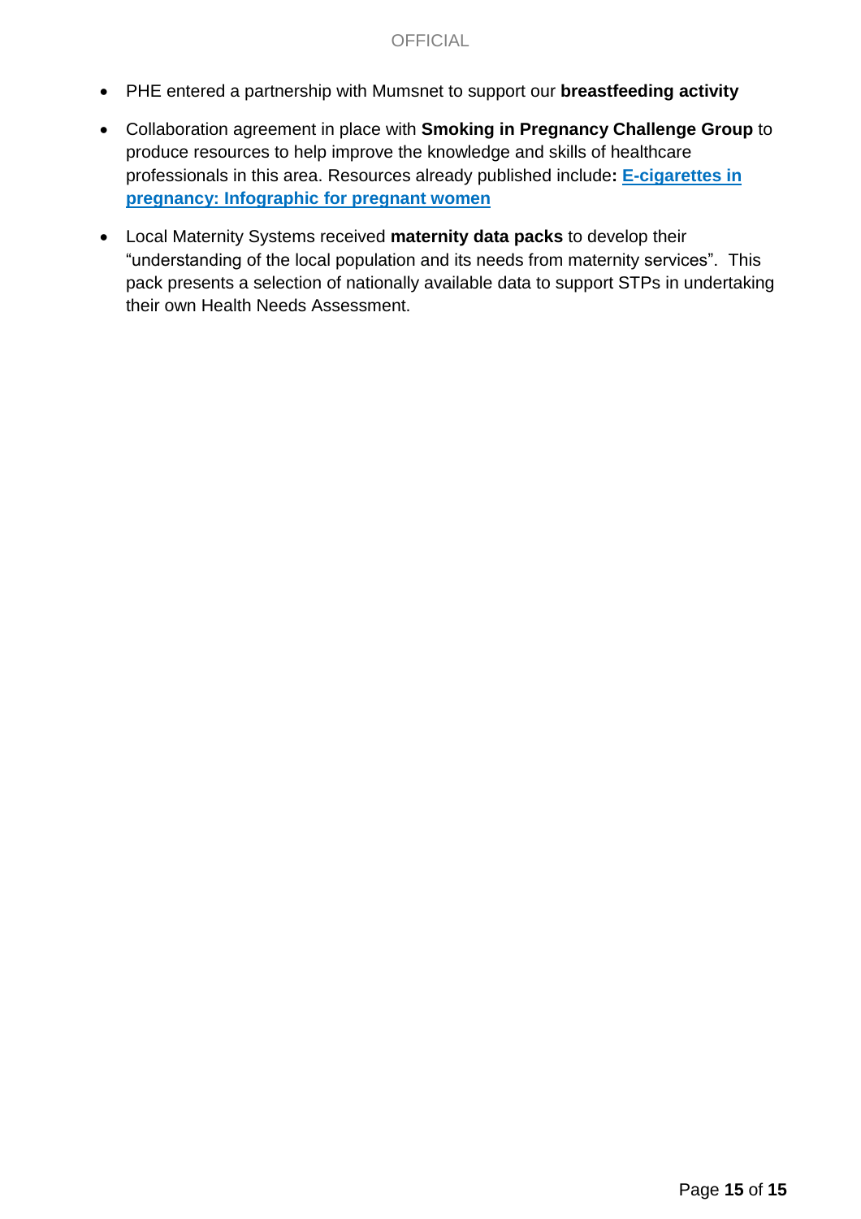- PHE entered a partnership with Mumsnet to support our **breastfeeding activity**
- Collaboration agreement in place with **Smoking in Pregnancy Challenge Group** to produce resources to help improve the knowledge and skills of healthcare professionals in this area. Resources already published include**: E-cigarettes in pregnancy: Infographic for pregnant women**
- Local Maternity Systems received **maternity data packs** to develop their "understanding of the local population and its needs from maternity services". This pack presents a selection of nationally available data to support STPs in undertaking their own Health Needs Assessment.